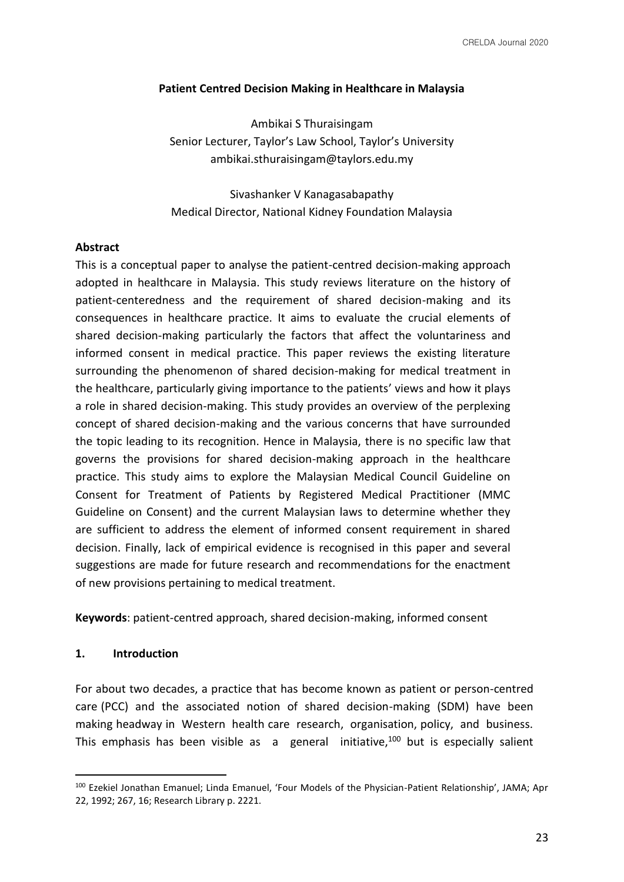# Patient Centred Decision Making in Healthcare in Malaysia

Ambikai S Thuraisingam
Senior Lecturer, Taylor's Law School, Taylor's University
ambikai.sthuraisingam@taylors.edu.my

Sivashanker V Kanagasabapathy
Medical Director, National Kidney Foundation Malaysia

## Abstract

This is a conceptual paper to analyse the patient-centred decision-making approach adopted in healthcare in Malaysia. This study reviews literature on the history of patient-centeredness and the requirement of shared decision-making and its consequences in healthcare practice. It aims to evaluate the crucial elements of shared decision-making particularly the factors that affect the voluntariness and informed consent in medical practice. This paper reviews the existing literature surrounding the phenomenon of shared decision-making for medical treatment in the healthcare, particularly giving importance to the patients' views and how it plays a role in shared decision-making. This study provides an overview of the perplexing concept of shared decision-making and the various concerns that have surrounded the topic leading to its recognition. Hence in Malaysia, there is no specific law that governs the provisions for shared decision-making approach in the healthcare practice. This study aims to explore the Malaysian Medical Council Guideline on Consent for Treatment of Patients by Registered Medical Practitioner (MMC Guideline on Consent) and the current Malaysian laws to determine whether they are sufficient to address the element of informed consent requirement in shared decision. Finally, lack of empirical evidence is recognised in this paper and several suggestions are made for future research and recommendations for the enactment of new provisions pertaining to medical treatment.

**Keywords**: patient-centred approach, shared decision-making, informed consent

## 1. Introduction

For about two decades, a practice that has become known as patient or person-centred care (PCC) and the associated notion of shared decision-making (SDM) have been making headway in Western health care research, organisation, policy, and business. This emphasis has been visible as a general initiative,[100] but is especially salient

---

[100] Ezekiel Jonathan Emanuel; Linda Emanuel, 'Four Models of the Physician-Patient Relationship', JAMA; Apr 22, 1992; 267, 16; Research Library p. 2221.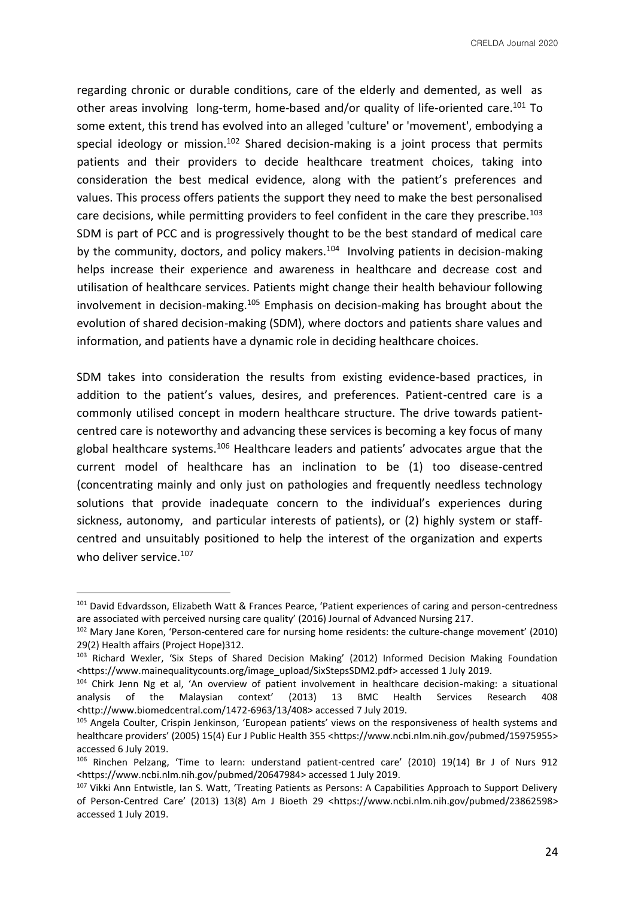regarding chronic or durable conditions, care of the elderly and demented, as well as other areas involving long-term, home-based and/or quality of life-oriented care.[101] To some extent, this trend has evolved into an alleged 'culture' or 'movement', embodying a special ideology or mission.[102] Shared decision-making is a joint process that permits patients and their providers to decide healthcare treatment choices, taking into consideration the best medical evidence, along with the patient's preferences and values. This process offers patients the support they need to make the best personalised care decisions, while permitting providers to feel confident in the care they prescribe.[103] SDM is part of PCC and is progressively thought to be the best standard of medical care by the community, doctors, and policy makers.[104] Involving patients in decision-making helps increase their experience and awareness in healthcare and decrease cost and utilisation of healthcare services. Patients might change their health behaviour following involvement in decision-making.[105] Emphasis on decision-making has brought about the evolution of shared decision-making (SDM), where doctors and patients share values and information, and patients have a dynamic role in deciding healthcare choices.

SDM takes into consideration the results from existing evidence-based practices, in addition to the patient's values, desires, and preferences. Patient-centred care is a commonly utilised concept in modern healthcare structure. The drive towards patient-centred care is noteworthy and advancing these services is becoming a key focus of many global healthcare systems.[106] Healthcare leaders and patients' advocates argue that the current model of healthcare has an inclination to be (1) too disease-centred (concentrating mainly and only just on pathologies and frequently needless technology solutions that provide inadequate concern to the individual's experiences during sickness, autonomy, and particular interests of patients), or (2) highly system or staff-centred and unsuitably positioned to help the interest of the organization and experts who deliver service.[107]

---

[101] David Edvardsson, Elizabeth Watt & Frances Pearce, 'Patient experiences of caring and person-centredness are associated with perceived nursing care quality' (2016) Journal of Advanced Nursing 217.

[102] Mary Jane Koren, 'Person-centered care for nursing home residents: the culture-change movement' (2010) 29(2) Health affairs (Project Hope)312.

[103] Richard Wexler, 'Six Steps of Shared Decision Making' (2012) Informed Decision Making Foundation <https://www.mainequalitycounts.org/image_upload/SixStepsSDM2.pdf> accessed 1 July 2019.

[104] Chirk Jenn Ng et al, 'An overview of patient involvement in healthcare decision-making: a situational analysis of the Malaysian context' (2013) 13 BMC Health Services Research 408 <http://www.biomedcentral.com/1472-6963/13/408> accessed 7 July 2019.

[105] Angela Coulter, Crispin Jenkinson, 'European patients' views on the responsiveness of health systems and healthcare providers' (2005) 15(4) Eur J Public Health 355 <https://www.ncbi.nlm.nih.gov/pubmed/15975955> accessed 6 July 2019.

[106] Rinchen Pelzang, 'Time to learn: understand patient-centred care' (2010) 19(14) Br J of Nurs 912 <https://www.ncbi.nlm.nih.gov/pubmed/20647984> accessed 1 July 2019.

[107] Vikki Ann Entwistle, Ian S. Watt, 'Treating Patients as Persons: A Capabilities Approach to Support Delivery of Person-Centred Care' (2013) 13(8) Am J Bioeth 29 <https://www.ncbi.nlm.nih.gov/pubmed/23862598> accessed 1 July 2019.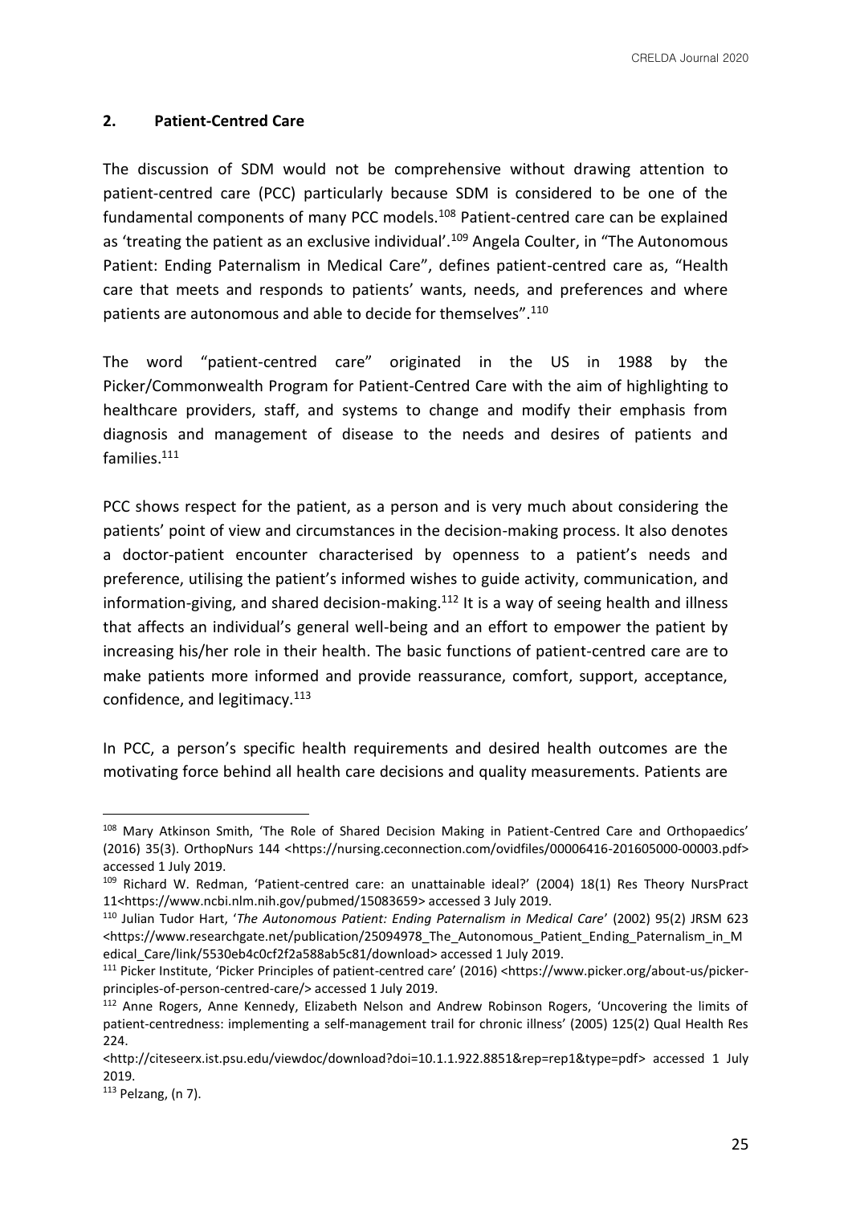## 2. Patient-Centred Care

The discussion of SDM would not be comprehensive without drawing attention to patient-centred care (PCC) particularly because SDM is considered to be one of the fundamental components of many PCC models.[108] Patient-centred care can be explained as 'treating the patient as an exclusive individual'.[109] Angela Coulter, in "The Autonomous Patient: Ending Paternalism in Medical Care", defines patient-centred care as, "Health care that meets and responds to patients' wants, needs, and preferences and where patients are autonomous and able to decide for themselves".[110]

The word "patient-centred care" originated in the US in 1988 by the Picker/Commonwealth Program for Patient-Centred Care with the aim of highlighting to healthcare providers, staff, and systems to change and modify their emphasis from diagnosis and management of disease to the needs and desires of patients and families.[111]

PCC shows respect for the patient, as a person and is very much about considering the patients' point of view and circumstances in the decision-making process. It also denotes a doctor-patient encounter characterised by openness to a patient's needs and preference, utilising the patient's informed wishes to guide activity, communication, and information-giving, and shared decision-making.[112] It is a way of seeing health and illness that affects an individual's general well-being and an effort to empower the patient by increasing his/her role in their health. The basic functions of patient-centred care are to make patients more informed and provide reassurance, comfort, support, acceptance, confidence, and legitimacy.[113]

In PCC, a person's specific health requirements and desired health outcomes are the motivating force behind all health care decisions and quality measurements. Patients are

---

[108] Mary Atkinson Smith, 'The Role of Shared Decision Making in Patient-Centred Care and Orthopaedics' (2016) 35(3). OrthopNurs 144 <https://nursing.ceconnection.com/ovidfiles/00006416-201605000-00003.pdf> accessed 1 July 2019.

[109] Richard W. Redman, 'Patient-centred care: an unattainable ideal?' (2004) 18(1) Res Theory NursPract 11<https://www.ncbi.nlm.nih.gov/pubmed/15083659> accessed 3 July 2019.

[110] Julian Tudor Hart, '*The Autonomous Patient: Ending Paternalism in Medical Care*' (2002) 95(2) JRSM 623 <https://www.researchgate.net/publication/25094978_The_Autonomous_Patient_Ending_Paternalism_in_Medical_Care/link/5530eb4c0cf2f2a588ab5c81/download> accessed 1 July 2019.

[111] Picker Institute, 'Picker Principles of patient-centred care' (2016) <https://www.picker.org/about-us/picker-principles-of-person-centred-care/> accessed 1 July 2019.

[112] Anne Rogers, Anne Kennedy, Elizabeth Nelson and Andrew Robinson Rogers, 'Uncovering the limits of patient-centredness: implementing a self-management trail for chronic illness' (2005) 125(2) Qual Health Res 224. <http://citeseerx.ist.psu.edu/viewdoc/download?doi=10.1.1.922.8851&rep=rep1&type=pdf> accessed 1 July 2019.

[113] Pelzang, (n 7).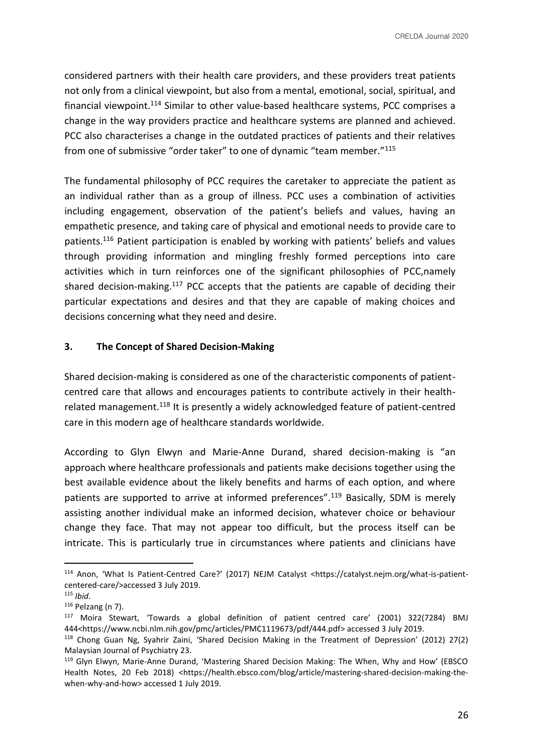considered partners with their health care providers, and these providers treat patients not only from a clinical viewpoint, but also from a mental, emotional, social, spiritual, and financial viewpoint.[114] Similar to other value-based healthcare systems, PCC comprises a change in the way providers practice and healthcare systems are planned and achieved. PCC also characterises a change in the outdated practices of patients and their relatives from one of submissive "order taker" to one of dynamic "team member."[115]

The fundamental philosophy of PCC requires the caretaker to appreciate the patient as an individual rather than as a group of illness. PCC uses a combination of activities including engagement, observation of the patient's beliefs and values, having an empathetic presence, and taking care of physical and emotional needs to provide care to patients.[116] Patient participation is enabled by working with patients' beliefs and values through providing information and mingling freshly formed perceptions into care activities which in turn reinforces one of the significant philosophies of PCC,namely shared decision-making.[117] PCC accepts that the patients are capable of deciding their particular expectations and desires and that they are capable of making choices and decisions concerning what they need and desire.

## 3. The Concept of Shared Decision-Making

Shared decision-making is considered as one of the characteristic components of patient-centred care that allows and encourages patients to contribute actively in their health-related management.[118] It is presently a widely acknowledged feature of patient-centred care in this modern age of healthcare standards worldwide.

According to Glyn Elwyn and Marie-Anne Durand, shared decision-making is "an approach where healthcare professionals and patients make decisions together using the best available evidence about the likely benefits and harms of each option, and where patients are supported to arrive at informed preferences".[119] Basically, SDM is merely assisting another individual make an informed decision, whatever choice or behaviour change they face. That may not appear too difficult, but the process itself can be intricate. This is particularly true in circumstances where patients and clinicians have

---

[114] Anon, 'What Is Patient-Centred Care?' (2017) NEJM Catalyst <https://catalyst.nejm.org/what-is-patient-centered-care/>accessed 3 July 2019.

[115] *Ibid*.

[116] Pelzang (n 7).

[117] Moira Stewart, 'Towards a global definition of patient centred care' (2001) 322(7284) BMJ 444<https://www.ncbi.nlm.nih.gov/pmc/articles/PMC1119673/pdf/444.pdf> accessed 3 July 2019.

[118] Chong Guan Ng, Syahrir Zaini, 'Shared Decision Making in the Treatment of Depression' (2012) 27(2) Malaysian Journal of Psychiatry 23.

[119] Glyn Elwyn, Marie-Anne Durand, 'Mastering Shared Decision Making: The When, Why and How' (EBSCO Health Notes, 20 Feb 2018) <https://health.ebsco.com/blog/article/mastering-shared-decision-making-the-when-why-and-how> accessed 1 July 2019.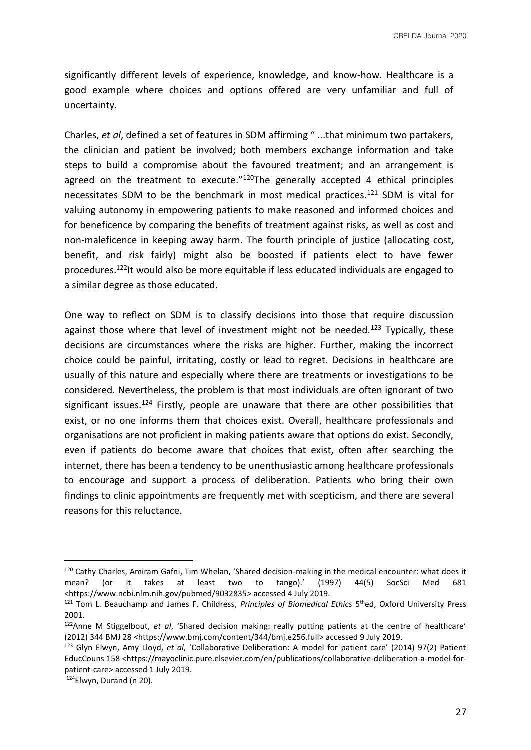significantly different levels of experience, knowledge, and know-how. Healthcare is a good example where choices and options offered are very unfamiliar and full of uncertainty.

Charles, *et al*, defined a set of features in SDM affirming " ...that minimum two partakers, the clinician and patient be involved; both members exchange information and take steps to build a compromise about the favoured treatment; and an arrangement is agreed on the treatment to execute."[120]The generally accepted 4 ethical principles necessitates SDM to be the benchmark in most medical practices.[121] SDM is vital for valuing autonomy in empowering patients to make reasoned and informed choices and for beneficence by comparing the benefits of treatment against risks, as well as cost and non-maleficence in keeping away harm. The fourth principle of justice (allocating cost, benefit, and risk fairly) might also be boosted if patients elect to have fewer procedures.[122]It would also be more equitable if less educated individuals are engaged to a similar degree as those educated.

One way to reflect on SDM is to classify decisions into those that require discussion against those where that level of investment might not be needed.[123] Typically, these decisions are circumstances where the risks are higher. Further, making the incorrect choice could be painful, irritating, costly or lead to regret. Decisions in healthcare are usually of this nature and especially where there are treatments or investigations to be considered. Nevertheless, the problem is that most individuals are often ignorant of two significant issues.[124] Firstly, people are unaware that there are other possibilities that exist, or no one informs them that choices exist. Overall, healthcare professionals and organisations are not proficient in making patients aware that options do exist. Secondly, even if patients do become aware that choices that exist, often after searching the internet, there has been a tendency to be unenthusiastic among healthcare professionals to encourage and support a process of deliberation. Patients who bring their own findings to clinic appointments are frequently met with scepticism, and there are several reasons for this reluctance.

---

[120] Cathy Charles, Amiram Gafni, Tim Whelan, 'Shared decision-making in the medical encounter: what does it mean? (or it takes at least two to tango).' (1997) 44(5) SocSci Med 681 <https://www.ncbi.nlm.nih.gov/pubmed/9032835> accessed 4 July 2019.

[121] Tom L. Beauchamp and James F. Childress, *Principles of Biomedical Ethics* 5thed, Oxford University Press 2001.

[122]Anne M Stiggelbout, *et al*, 'Shared decision making: really putting patients at the centre of healthcare' (2012) 344 BMJ 28 <https://www.bmj.com/content/344/bmj.e256.full> accessed 9 July 2019.

[123] Glyn Elwyn, Amy Lloyd, *et al*, 'Collaborative Deliberation: A model for patient care' (2014) 97(2) Patient EducCouns 158 <https://mayoclinic.pure.elsevier.com/en/publications/collaborative-deliberation-a-model-for-patient-care> accessed 1 July 2019.

[124]Elwyn, Durand (n 20).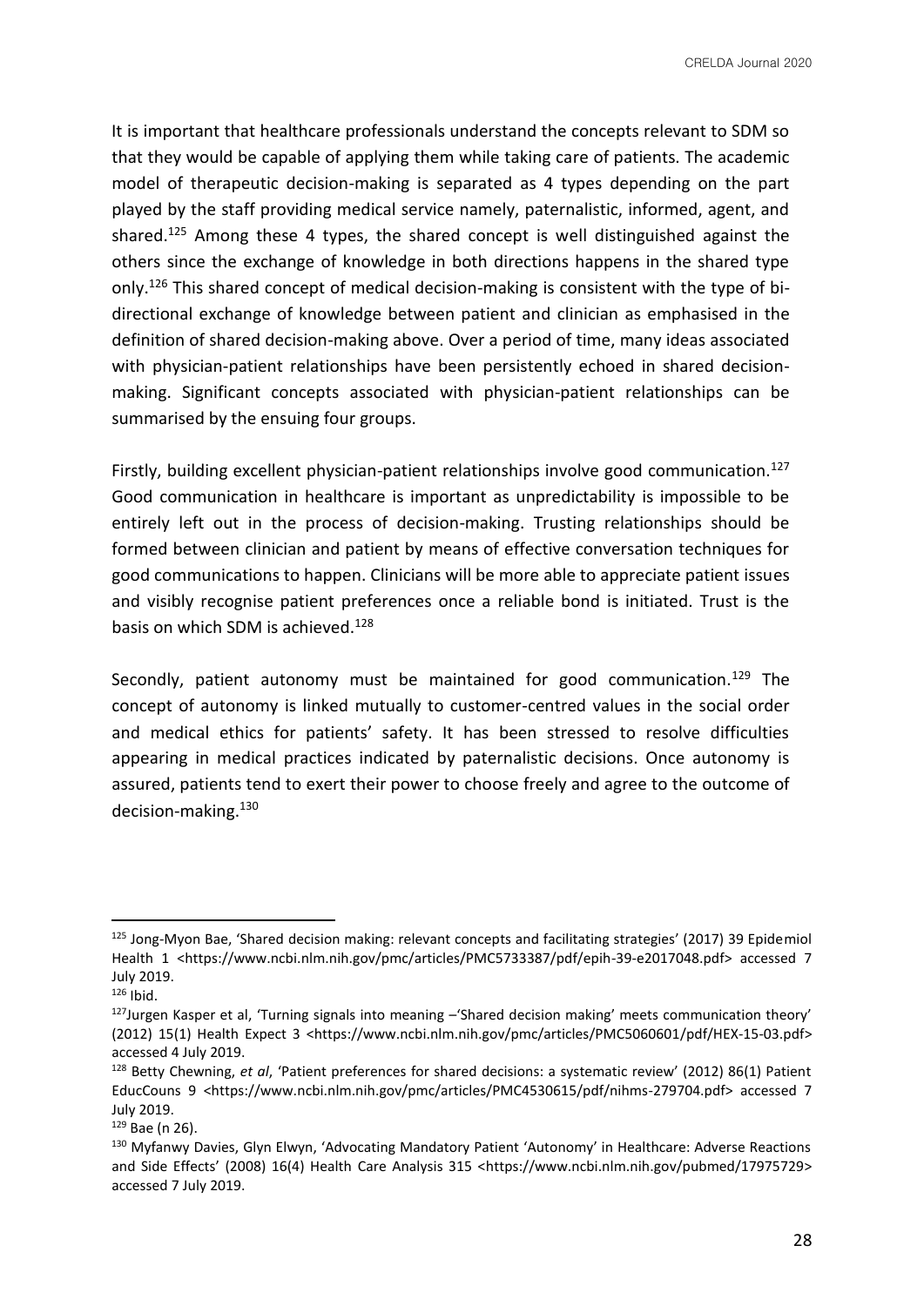It is important that healthcare professionals understand the concepts relevant to SDM so that they would be capable of applying them while taking care of patients. The academic model of therapeutic decision-making is separated as 4 types depending on the part played by the staff providing medical service namely, paternalistic, informed, agent, and shared.[125] Among these 4 types, the shared concept is well distinguished against the others since the exchange of knowledge in both directions happens in the shared type only.[126] This shared concept of medical decision-making is consistent with the type of bi-directional exchange of knowledge between patient and clinician as emphasised in the definition of shared decision-making above. Over a period of time, many ideas associated with physician-patient relationships have been persistently echoed in shared decision-making. Significant concepts associated with physician-patient relationships can be summarised by the ensuing four groups.

Firstly, building excellent physician-patient relationships involve good communication.[127] Good communication in healthcare is important as unpredictability is impossible to be entirely left out in the process of decision-making. Trusting relationships should be formed between clinician and patient by means of effective conversation techniques for good communications to happen. Clinicians will be more able to appreciate patient issues and visibly recognise patient preferences once a reliable bond is initiated. Trust is the basis on which SDM is achieved.[128]

Secondly, patient autonomy must be maintained for good communication.[129] The concept of autonomy is linked mutually to customer-centred values in the social order and medical ethics for patients' safety. It has been stressed to resolve difficulties appearing in medical practices indicated by paternalistic decisions. Once autonomy is assured, patients tend to exert their power to choose freely and agree to the outcome of decision-making.[130]

---

[125] Jong-Myon Bae, 'Shared decision making: relevant concepts and facilitating strategies' (2017) 39 Epidemiol Health 1 <https://www.ncbi.nlm.nih.gov/pmc/articles/PMC5733387/pdf/epih-39-e2017048.pdf> accessed 7 July 2019.

[126] Ibid.

[127] Jurgen Kasper et al, 'Turning signals into meaning –'Shared decision making' meets communication theory' (2012) 15(1) Health Expect 3 <https://www.ncbi.nlm.nih.gov/pmc/articles/PMC5060601/pdf/HEX-15-03.pdf> accessed 4 July 2019.

[128] Betty Chewning, *et al*, 'Patient preferences for shared decisions: a systematic review' (2012) 86(1) Patient EducCouns 9 <https://www.ncbi.nlm.nih.gov/pmc/articles/PMC4530615/pdf/nihms-279704.pdf> accessed 7 July 2019.

[129] Bae (n 26).

[130] Myfanwy Davies, Glyn Elwyn, 'Advocating Mandatory Patient 'Autonomy' in Healthcare: Adverse Reactions and Side Effects' (2008) 16(4) Health Care Analysis 315 <https://www.ncbi.nlm.nih.gov/pubmed/17975729> accessed 7 July 2019.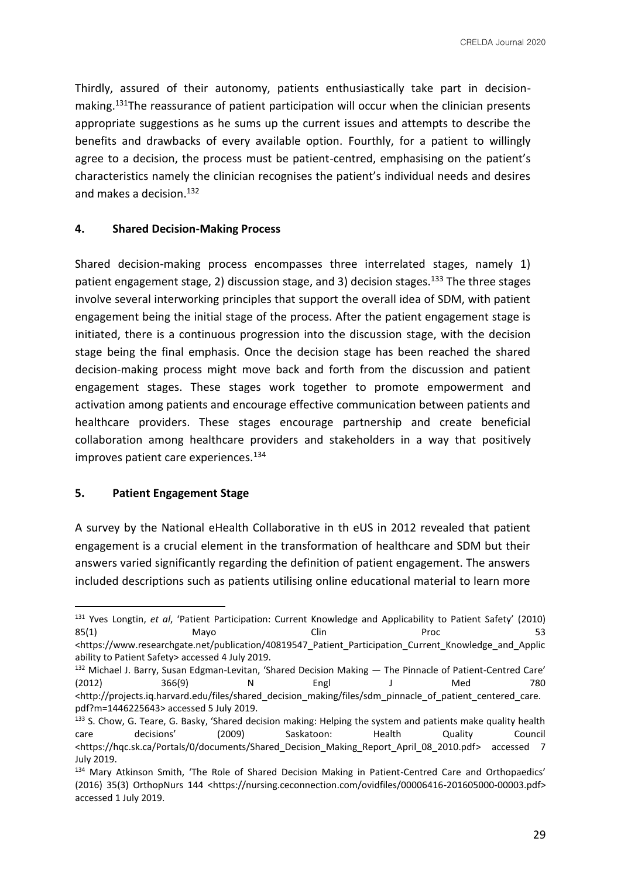Thirdly, assured of their autonomy, patients enthusiastically take part in decision-making.[131]The reassurance of patient participation will occur when the clinician presents appropriate suggestions as he sums up the current issues and attempts to describe the benefits and drawbacks of every available option. Fourthly, for a patient to willingly agree to a decision, the process must be patient-centred, emphasising on the patient's characteristics namely the clinician recognises the patient's individual needs and desires and makes a decision.[132]

## 4. Shared Decision-Making Process

Shared decision-making process encompasses three interrelated stages, namely 1) patient engagement stage, 2) discussion stage, and 3) decision stages.[133] The three stages involve several interworking principles that support the overall idea of SDM, with patient engagement being the initial stage of the process. After the patient engagement stage is initiated, there is a continuous progression into the discussion stage, with the decision stage being the final emphasis. Once the decision stage has been reached the shared decision-making process might move back and forth from the discussion and patient engagement stages. These stages work together to promote empowerment and activation among patients and encourage effective communication between patients and healthcare providers. These stages encourage partnership and create beneficial collaboration among healthcare providers and stakeholders in a way that positively improves patient care experiences.[134]

## 5. Patient Engagement Stage

A survey by the National eHealth Collaborative in th eUS in 2012 revealed that patient engagement is a crucial element in the transformation of healthcare and SDM but their answers varied significantly regarding the definition of patient engagement. The answers included descriptions such as patients utilising online educational material to learn more

---

[131] Yves Longtin, *et al*, 'Patient Participation: Current Knowledge and Applicability to Patient Safety' (2010) 85(1) Mayo Clin Proc 53 <https://www.researchgate.net/publication/40819547_Patient_Participation_Current_Knowledge_and_Applicability to Patient Safety> accessed 4 July 2019.

[132] Michael J. Barry, Susan Edgman-Levitan, 'Shared Decision Making — The Pinnacle of Patient-Centred Care' (2012) 366(9) N Engl J Med 780 <http://projects.iq.harvard.edu/files/shared_decision_making/files/sdm_pinnacle_of_patient_centered_care.pdf?m=1446225643> accessed 5 July 2019.

[133] S. Chow, G. Teare, G. Basky, 'Shared decision making: Helping the system and patients make quality health care decisions' (2009) Saskatoon: Health Quality Council <https://hqc.sk.ca/Portals/0/documents/Shared_Decision_Making_Report_April_08_2010.pdf> accessed 7 July 2019.

[134] Mary Atkinson Smith, 'The Role of Shared Decision Making in Patient-Centred Care and Orthopaedics' (2016) 35(3) OrthopNurs 144 <https://nursing.ceconnection.com/ovidfiles/00006416-201605000-00003.pdf> accessed 1 July 2019.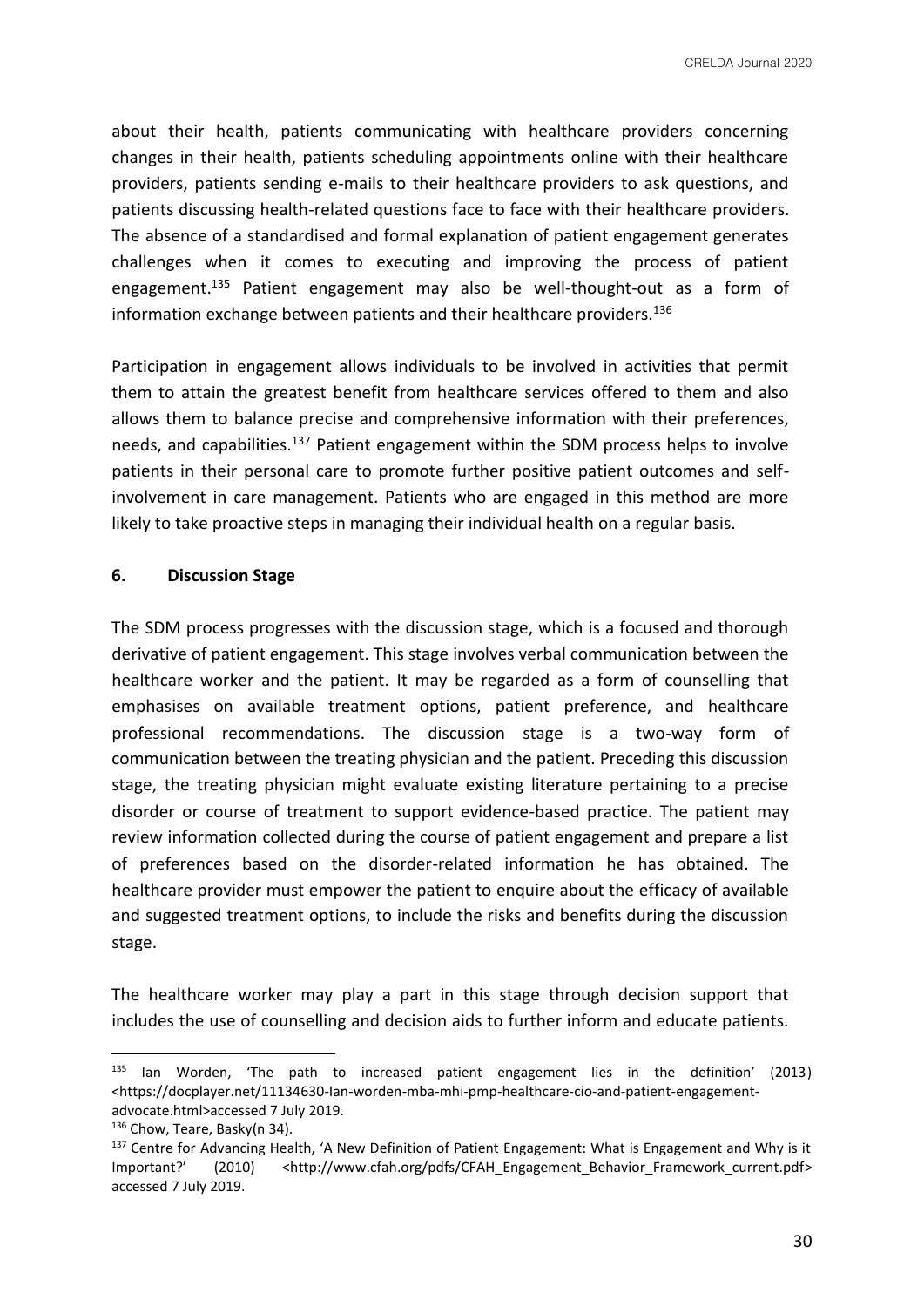about their health, patients communicating with healthcare providers concerning changes in their health, patients scheduling appointments online with their healthcare providers, patients sending e-mails to their healthcare providers to ask questions, and patients discussing health-related questions face to face with their healthcare providers. The absence of a standardised and formal explanation of patient engagement generates challenges when it comes to executing and improving the process of patient engagement.[135] Patient engagement may also be well-thought-out as a form of information exchange between patients and their healthcare providers.[136]

Participation in engagement allows individuals to be involved in activities that permit them to attain the greatest benefit from healthcare services offered to them and also allows them to balance precise and comprehensive information with their preferences, needs, and capabilities.[137] Patient engagement within the SDM process helps to involve patients in their personal care to promote further positive patient outcomes and self-involvement in care management. Patients who are engaged in this method are more likely to take proactive steps in managing their individual health on a regular basis.

## 6. Discussion Stage

The SDM process progresses with the discussion stage, which is a focused and thorough derivative of patient engagement. This stage involves verbal communication between the healthcare worker and the patient. It may be regarded as a form of counselling that emphasises on available treatment options, patient preference, and healthcare professional recommendations. The discussion stage is a two-way form of communication between the treating physician and the patient. Preceding this discussion stage, the treating physician might evaluate existing literature pertaining to a precise disorder or course of treatment to support evidence-based practice. The patient may review information collected during the course of patient engagement and prepare a list of preferences based on the disorder-related information he has obtained. The healthcare provider must empower the patient to enquire about the efficacy of available and suggested treatment options, to include the risks and benefits during the discussion stage.

The healthcare worker may play a part in this stage through decision support that includes the use of counselling and decision aids to further inform and educate patients.

---

[135] Ian Worden, 'The path to increased patient engagement lies in the definition' (2013) <https://docplayer.net/11134630-Ian-worden-mba-mhi-pmp-healthcare-cio-and-patient-engagement-advocate.html>accessed 7 July 2019.

[136] Chow, Teare, Basky(n 34).

[137] Centre for Advancing Health, 'A New Definition of Patient Engagement: What is Engagement and Why is it Important?' (2010) <http://www.cfah.org/pdfs/CFAH_Engagement_Behavior_Framework_current.pdf> accessed 7 July 2019.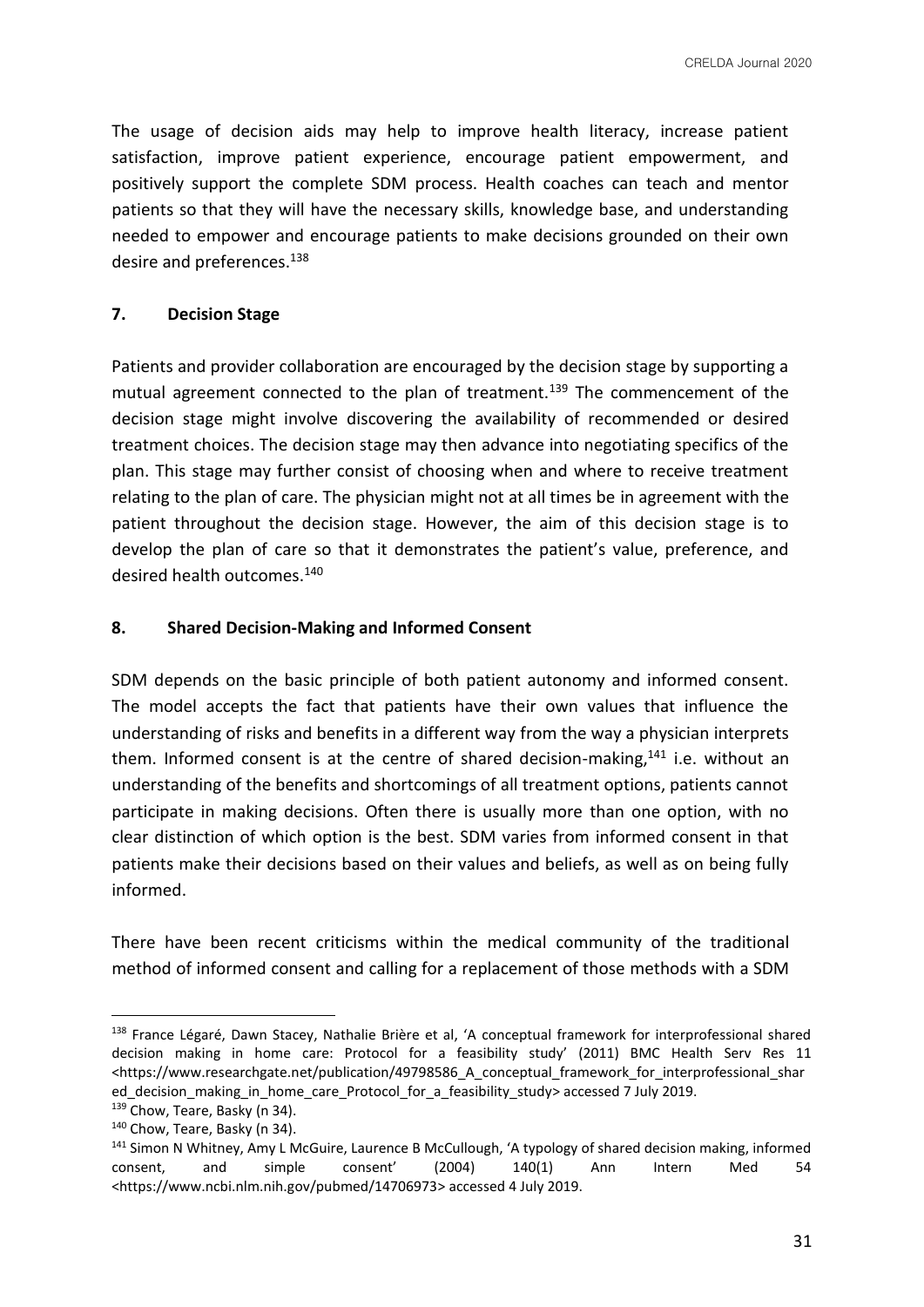The usage of decision aids may help to improve health literacy, increase patient satisfaction, improve patient experience, encourage patient empowerment, and positively support the complete SDM process. Health coaches can teach and mentor patients so that they will have the necessary skills, knowledge base, and understanding needed to empower and encourage patients to make decisions grounded on their own desire and preferences.[138]

### 7. Decision Stage

Patients and provider collaboration are encouraged by the decision stage by supporting a mutual agreement connected to the plan of treatment.[139] The commencement of the decision stage might involve discovering the availability of recommended or desired treatment choices. The decision stage may then advance into negotiating specifics of the plan. This stage may further consist of choosing when and where to receive treatment relating to the plan of care. The physician might not at all times be in agreement with the patient throughout the decision stage. However, the aim of this decision stage is to develop the plan of care so that it demonstrates the patient's value, preference, and desired health outcomes.[140]

### 8. Shared Decision-Making and Informed Consent

SDM depends on the basic principle of both patient autonomy and informed consent. The model accepts the fact that patients have their own values that influence the understanding of risks and benefits in a different way from the way a physician interprets them. Informed consent is at the centre of shared decision-making,[141] i.e. without an understanding of the benefits and shortcomings of all treatment options, patients cannot participate in making decisions. Often there is usually more than one option, with no clear distinction of which option is the best. SDM varies from informed consent in that patients make their decisions based on their values and beliefs, as well as on being fully informed.

There have been recent criticisms within the medical community of the traditional method of informed consent and calling for a replacement of those methods with a SDM

---

[138] France Légaré, Dawn Stacey, Nathalie Brière et al, 'A conceptual framework for interprofessional shared decision making in home care: Protocol for a feasibility study' (2011) BMC Health Serv Res 11 <https://www.researchgate.net/publication/49798586_A_conceptual_framework_for_interprofessional_shared_decision_making_in_home_care_Protocol_for_a_feasibility_study> accessed 7 July 2019.

[139] Chow, Teare, Basky (n 34).

[140] Chow, Teare, Basky (n 34).

[141] Simon N Whitney, Amy L McGuire, Laurence B McCullough, 'A typology of shared decision making, informed consent, and simple consent' (2004) 140(1) Ann Intern Med 54 <https://www.ncbi.nlm.nih.gov/pubmed/14706973> accessed 4 July 2019.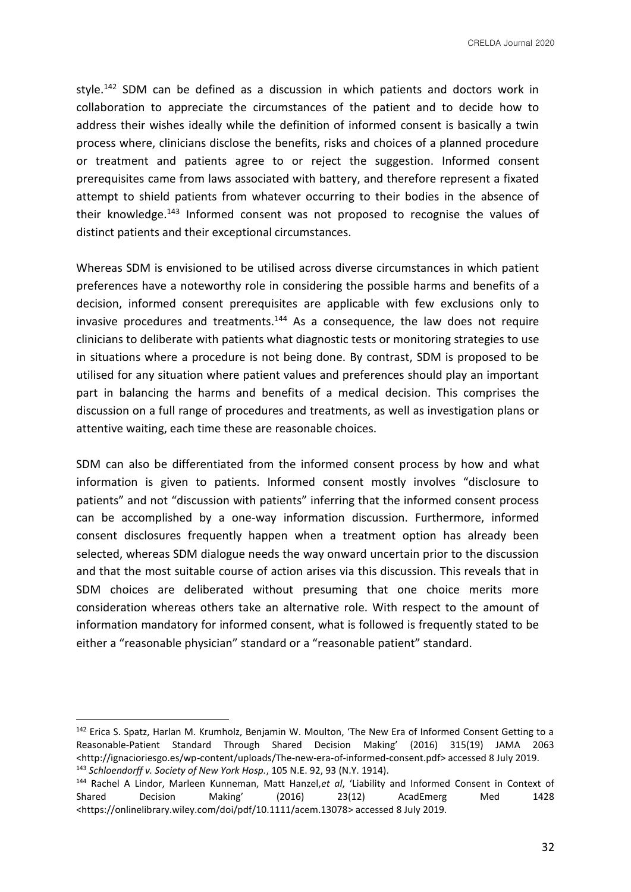style.[142] SDM can be defined as a discussion in which patients and doctors work in collaboration to appreciate the circumstances of the patient and to decide how to address their wishes ideally while the definition of informed consent is basically a twin process where, clinicians disclose the benefits, risks and choices of a planned procedure or treatment and patients agree to or reject the suggestion. Informed consent prerequisites came from laws associated with battery, and therefore represent a fixated attempt to shield patients from whatever occurring to their bodies in the absence of their knowledge.[143] Informed consent was not proposed to recognise the values of distinct patients and their exceptional circumstances.

Whereas SDM is envisioned to be utilised across diverse circumstances in which patient preferences have a noteworthy role in considering the possible harms and benefits of a decision, informed consent prerequisites are applicable with few exclusions only to invasive procedures and treatments.[144] As a consequence, the law does not require clinicians to deliberate with patients what diagnostic tests or monitoring strategies to use in situations where a procedure is not being done. By contrast, SDM is proposed to be utilised for any situation where patient values and preferences should play an important part in balancing the harms and benefits of a medical decision. This comprises the discussion on a full range of procedures and treatments, as well as investigation plans or attentive waiting, each time these are reasonable choices.

SDM can also be differentiated from the informed consent process by how and what information is given to patients. Informed consent mostly involves "disclosure to patients" and not "discussion with patients" inferring that the informed consent process can be accomplished by a one-way information discussion. Furthermore, informed consent disclosures frequently happen when a treatment option has already been selected, whereas SDM dialogue needs the way onward uncertain prior to the discussion and that the most suitable course of action arises via this discussion. This reveals that in SDM choices are deliberated without presuming that one choice merits more consideration whereas others take an alternative role. With respect to the amount of information mandatory for informed consent, what is followed is frequently stated to be either a "reasonable physician" standard or a "reasonable patient" standard.

---

[142] Erica S. Spatz, Harlan M. Krumholz, Benjamin W. Moulton, 'The New Era of Informed Consent Getting to a Reasonable-Patient Standard Through Shared Decision Making' (2016) 315(19) JAMA 2063 <http://ignacioriesgo.es/wp-content/uploads/The-new-era-of-informed-consent.pdf> accessed 8 July 2019.

[143] *Schloendorff v. Society of New York Hosp.*, 105 N.E. 92, 93 (N.Y. 1914).

[144] Rachel A Lindor, Marleen Kunneman, Matt Hanzel,*et al*, 'Liability and Informed Consent in Context of Shared Decision Making' (2016) 23(12) AcadEmerg Med 1428 <https://onlinelibrary.wiley.com/doi/pdf/10.1111/acem.13078> accessed 8 July 2019.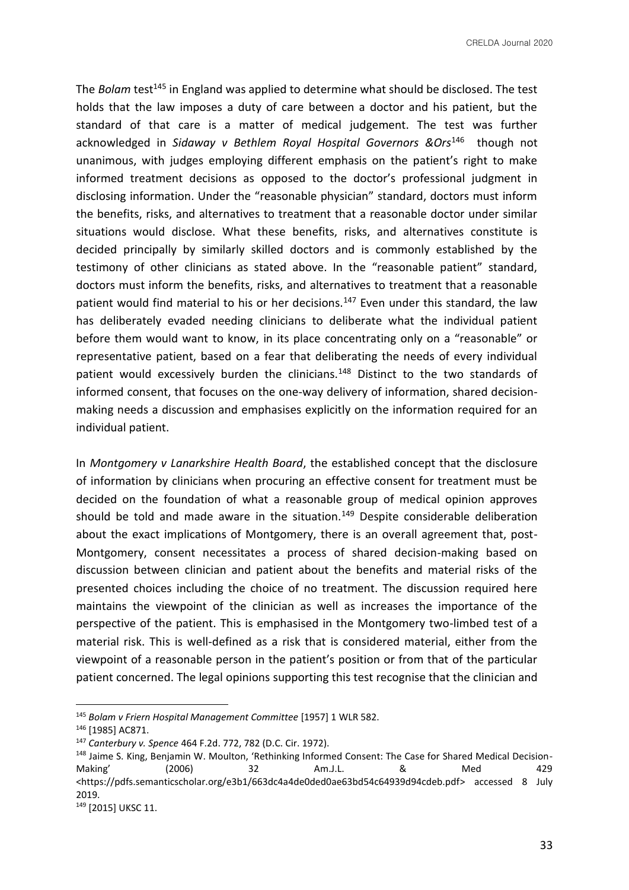The *Bolam* test[145] in England was applied to determine what should be disclosed. The test holds that the law imposes a duty of care between a doctor and his patient, but the standard of that care is a matter of medical judgement. The test was further acknowledged in *Sidaway v Bethlem Royal Hospital Governors &Ors*[146] though not unanimous, with judges employing different emphasis on the patient's right to make informed treatment decisions as opposed to the doctor's professional judgment in disclosing information. Under the "reasonable physician" standard, doctors must inform the benefits, risks, and alternatives to treatment that a reasonable doctor under similar situations would disclose. What these benefits, risks, and alternatives constitute is decided principally by similarly skilled doctors and is commonly established by the testimony of other clinicians as stated above. In the "reasonable patient" standard, doctors must inform the benefits, risks, and alternatives to treatment that a reasonable patient would find material to his or her decisions.[147] Even under this standard, the law has deliberately evaded needing clinicians to deliberate what the individual patient before them would want to know, in its place concentrating only on a "reasonable" or representative patient, based on a fear that deliberating the needs of every individual patient would excessively burden the clinicians.[148] Distinct to the two standards of informed consent, that focuses on the one-way delivery of information, shared decision-making needs a discussion and emphasises explicitly on the information required for an individual patient.

In *Montgomery v Lanarkshire Health Board*, the established concept that the disclosure of information by clinicians when procuring an effective consent for treatment must be decided on the foundation of what a reasonable group of medical opinion approves should be told and made aware in the situation.[149] Despite considerable deliberation about the exact implications of Montgomery, there is an overall agreement that, post-Montgomery, consent necessitates a process of shared decision-making based on discussion between clinician and patient about the benefits and material risks of the presented choices including the choice of no treatment. The discussion required here maintains the viewpoint of the clinician as well as increases the importance of the perspective of the patient. This is emphasised in the Montgomery two-limbed test of a material risk. This is well-defined as a risk that is considered material, either from the viewpoint of a reasonable person in the patient's position or from that of the particular patient concerned. The legal opinions supporting this test recognise that the clinician and

---

[145] *Bolam v Friern Hospital Management Committee* [1957] 1 WLR 582.

[146] [1985] AC871.

[147] *Canterbury v. Spence* 464 F.2d. 772, 782 (D.C. Cir. 1972).

[148] Jaime S. King, Benjamin W. Moulton, 'Rethinking Informed Consent: The Case for Shared Medical Decision-Making' (2006) 32 Am.J.L. & Med 429 <https://pdfs.semanticscholar.org/e3b1/663dc4a4de0ded0ae63bd54c64939d94cdeb.pdf> accessed 8 July 2019.

[149] [2015] UKSC 11.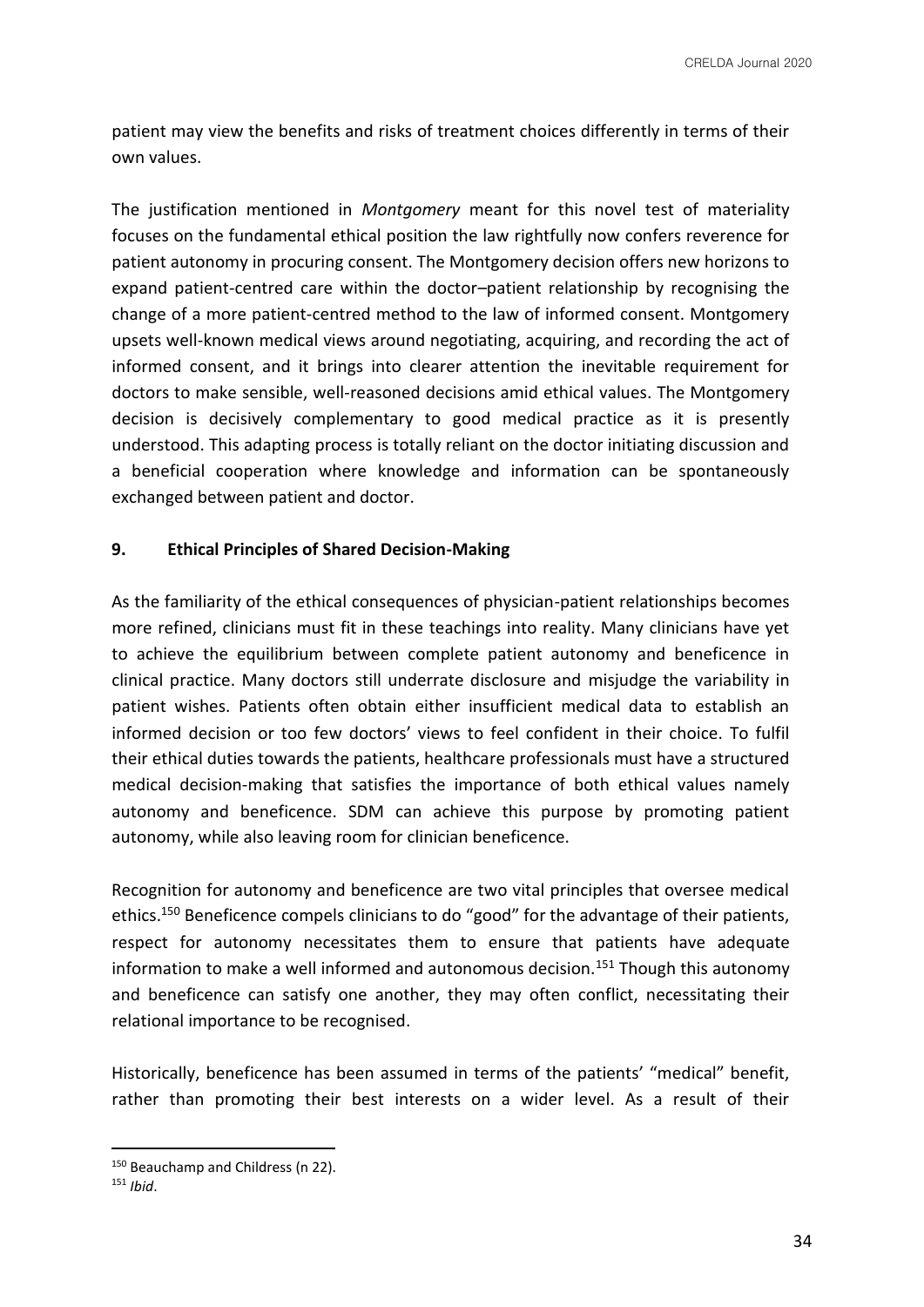patient may view the benefits and risks of treatment choices differently in terms of their own values.

The justification mentioned in *Montgomery* meant for this novel test of materiality focuses on the fundamental ethical position the law rightfully now confers reverence for patient autonomy in procuring consent. The Montgomery decision offers new horizons to expand patient-centred care within the doctor–patient relationship by recognising the change of a more patient-centred method to the law of informed consent. Montgomery upsets well-known medical views around negotiating, acquiring, and recording the act of informed consent, and it brings into clearer attention the inevitable requirement for doctors to make sensible, well-reasoned decisions amid ethical values. The Montgomery decision is decisively complementary to good medical practice as it is presently understood. This adapting process is totally reliant on the doctor initiating discussion and a beneficial cooperation where knowledge and information can be spontaneously exchanged between patient and doctor.

## 9. Ethical Principles of Shared Decision-Making

As the familiarity of the ethical consequences of physician-patient relationships becomes more refined, clinicians must fit in these teachings into reality. Many clinicians have yet to achieve the equilibrium between complete patient autonomy and beneficence in clinical practice. Many doctors still underrate disclosure and misjudge the variability in patient wishes. Patients often obtain either insufficient medical data to establish an informed decision or too few doctors' views to feel confident in their choice. To fulfil their ethical duties towards the patients, healthcare professionals must have a structured medical decision-making that satisfies the importance of both ethical values namely autonomy and beneficence. SDM can achieve this purpose by promoting patient autonomy, while also leaving room for clinician beneficence.

Recognition for autonomy and beneficence are two vital principles that oversee medical ethics.[150] Beneficence compels clinicians to do "good" for the advantage of their patients, respect for autonomy necessitates them to ensure that patients have adequate information to make a well informed and autonomous decision.[151] Though this autonomy and beneficence can satisfy one another, they may often conflict, necessitating their relational importance to be recognised.

Historically, beneficence has been assumed in terms of the patients' "medical" benefit, rather than promoting their best interests on a wider level. As a result of their

[150] Beauchamp and Childress (n 22).

[151] *Ibid*.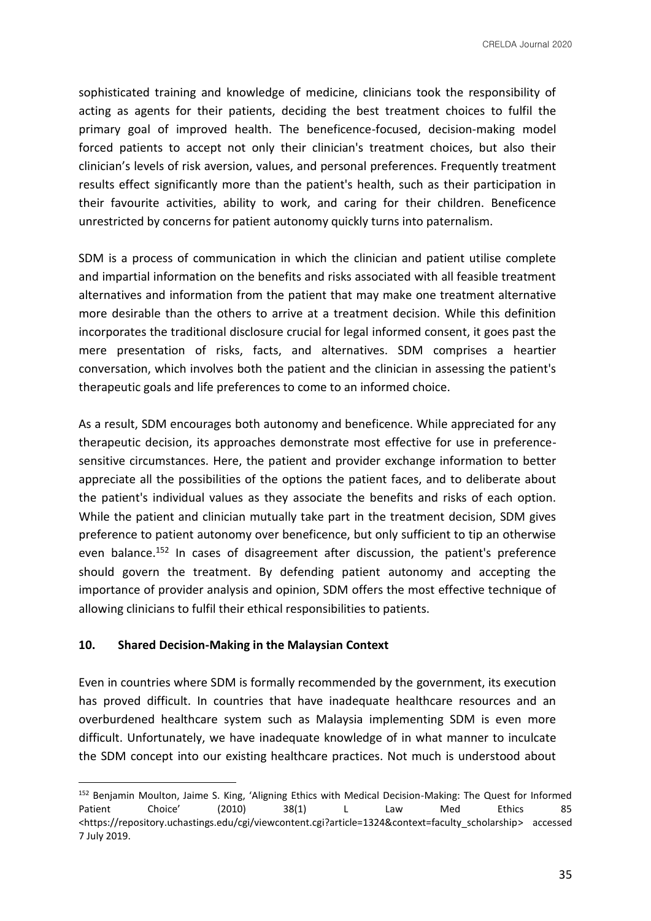sophisticated training and knowledge of medicine, clinicians took the responsibility of acting as agents for their patients, deciding the best treatment choices to fulfil the primary goal of improved health. The beneficence-focused, decision-making model forced patients to accept not only their clinician's treatment choices, but also their clinician's levels of risk aversion, values, and personal preferences. Frequently treatment results effect significantly more than the patient's health, such as their participation in their favourite activities, ability to work, and caring for their children. Beneficence unrestricted by concerns for patient autonomy quickly turns into paternalism.

SDM is a process of communication in which the clinician and patient utilise complete and impartial information on the benefits and risks associated with all feasible treatment alternatives and information from the patient that may make one treatment alternative more desirable than the others to arrive at a treatment decision. While this definition incorporates the traditional disclosure crucial for legal informed consent, it goes past the mere presentation of risks, facts, and alternatives. SDM comprises a heartier conversation, which involves both the patient and the clinician in assessing the patient's therapeutic goals and life preferences to come to an informed choice.

As a result, SDM encourages both autonomy and beneficence. While appreciated for any therapeutic decision, its approaches demonstrate most effective for use in preference-sensitive circumstances. Here, the patient and provider exchange information to better appreciate all the possibilities of the options the patient faces, and to deliberate about the patient's individual values as they associate the benefits and risks of each option. While the patient and clinician mutually take part in the treatment decision, SDM gives preference to patient autonomy over beneficence, but only sufficient to tip an otherwise even balance.[152] In cases of disagreement after discussion, the patient's preference should govern the treatment. By defending patient autonomy and accepting the importance of provider analysis and opinion, SDM offers the most effective technique of allowing clinicians to fulfil their ethical responsibilities to patients.

## 10. Shared Decision-Making in the Malaysian Context

Even in countries where SDM is formally recommended by the government, its execution has proved difficult. In countries that have inadequate healthcare resources and an overburdened healthcare system such as Malaysia implementing SDM is even more difficult. Unfortunately, we have inadequate knowledge of in what manner to inculcate the SDM concept into our existing healthcare practices. Not much is understood about

---

[152] Benjamin Moulton, Jaime S. King, 'Aligning Ethics with Medical Decision-Making: The Quest for Informed Patient Choice' (2010) 38(1) L Law Med Ethics 85 <https://repository.uchastings.edu/cgi/viewcontent.cgi?article=1324&context=faculty_scholarship> accessed 7 July 2019.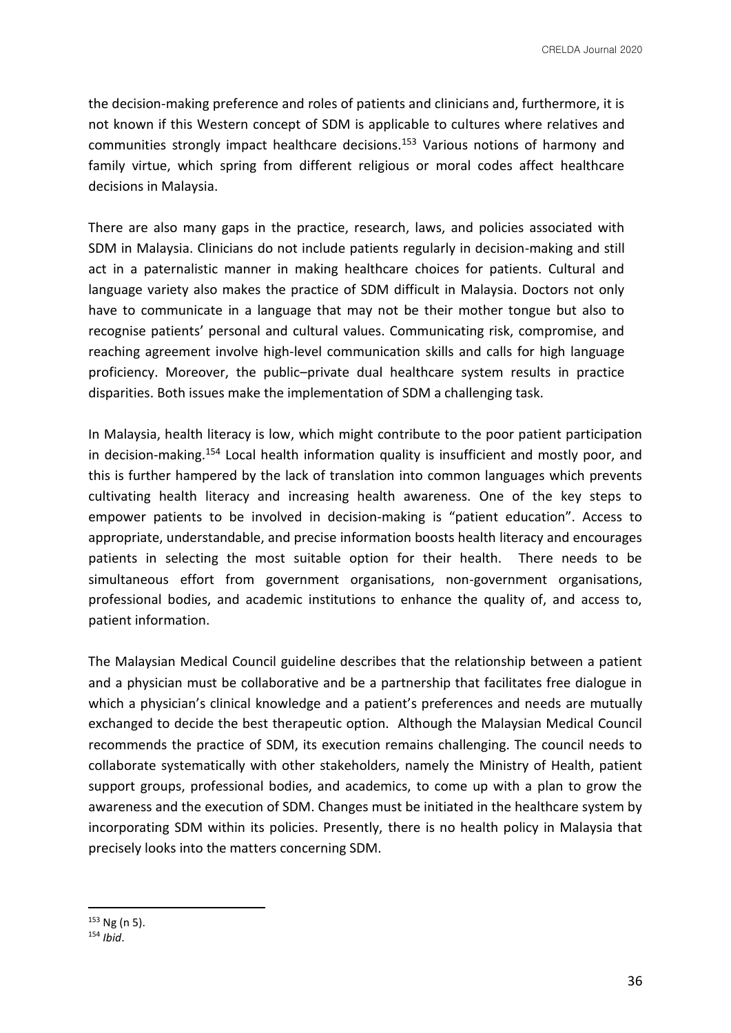the decision-making preference and roles of patients and clinicians and, furthermore, it is not known if this Western concept of SDM is applicable to cultures where relatives and communities strongly impact healthcare decisions.[153] Various notions of harmony and family virtue, which spring from different religious or moral codes affect healthcare decisions in Malaysia.

There are also many gaps in the practice, research, laws, and policies associated with SDM in Malaysia. Clinicians do not include patients regularly in decision-making and still act in a paternalistic manner in making healthcare choices for patients. Cultural and language variety also makes the practice of SDM difficult in Malaysia. Doctors not only have to communicate in a language that may not be their mother tongue but also to recognise patients' personal and cultural values. Communicating risk, compromise, and reaching agreement involve high-level communication skills and calls for high language proficiency. Moreover, the public–private dual healthcare system results in practice disparities. Both issues make the implementation of SDM a challenging task.

In Malaysia, health literacy is low, which might contribute to the poor patient participation in decision-making.[154] Local health information quality is insufficient and mostly poor, and this is further hampered by the lack of translation into common languages which prevents cultivating health literacy and increasing health awareness. One of the key steps to empower patients to be involved in decision-making is "patient education". Access to appropriate, understandable, and precise information boosts health literacy and encourages patients in selecting the most suitable option for their health. There needs to be simultaneous effort from government organisations, non-government organisations, professional bodies, and academic institutions to enhance the quality of, and access to, patient information.

The Malaysian Medical Council guideline describes that the relationship between a patient and a physician must be collaborative and be a partnership that facilitates free dialogue in which a physician's clinical knowledge and a patient's preferences and needs are mutually exchanged to decide the best therapeutic option. Although the Malaysian Medical Council recommends the practice of SDM, its execution remains challenging. The council needs to collaborate systematically with other stakeholders, namely the Ministry of Health, patient support groups, professional bodies, and academics, to come up with a plan to grow the awareness and the execution of SDM. Changes must be initiated in the healthcare system by incorporating SDM within its policies. Presently, there is no health policy in Malaysia that precisely looks into the matters concerning SDM.

---

[153] Ng (n 5).

[154] *Ibid*.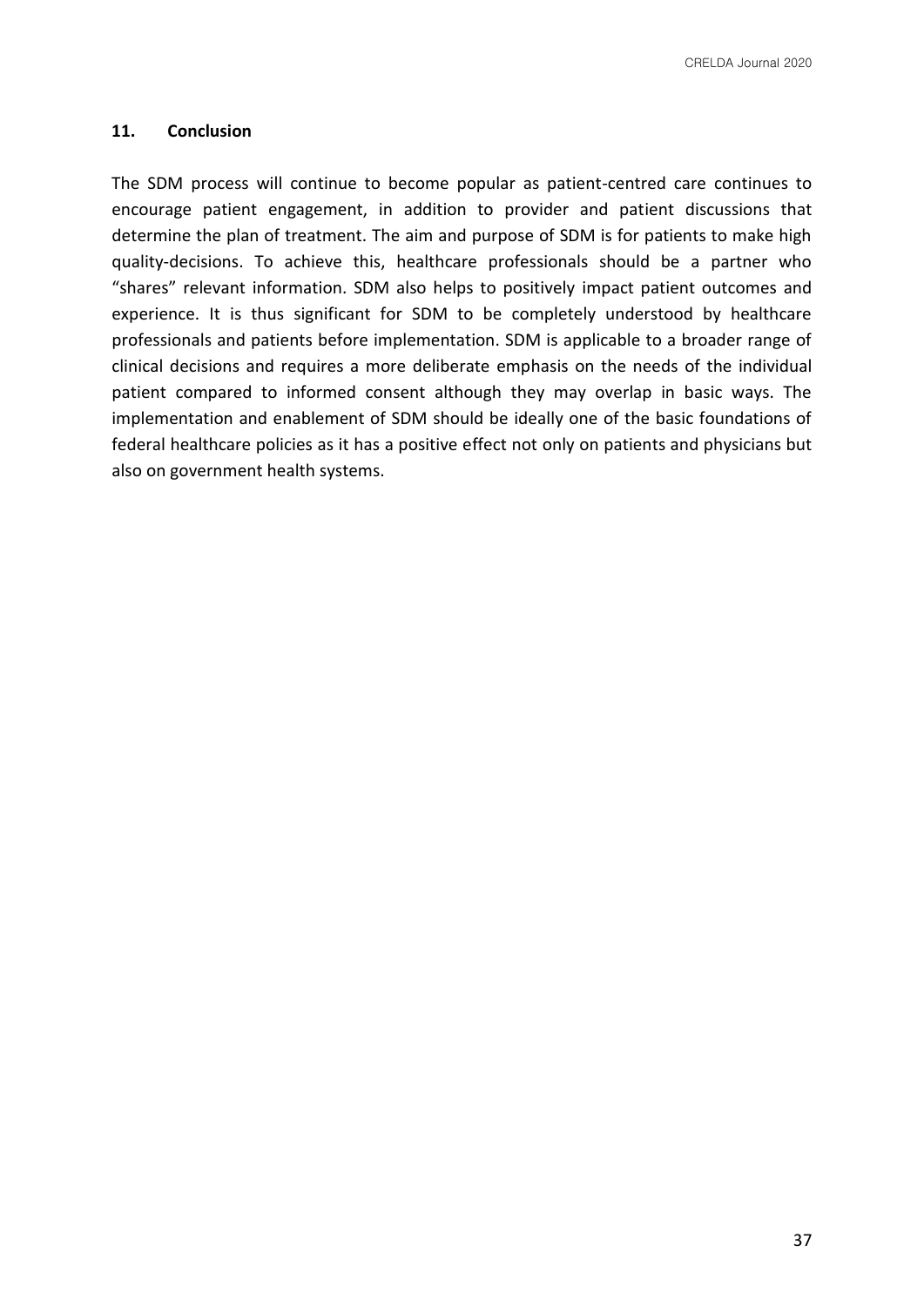## 11. Conclusion

The SDM process will continue to become popular as patient-centred care continues to encourage patient engagement, in addition to provider and patient discussions that determine the plan of treatment. The aim and purpose of SDM is for patients to make high quality-decisions. To achieve this, healthcare professionals should be a partner who "shares" relevant information. SDM also helps to positively impact patient outcomes and experience. It is thus significant for SDM to be completely understood by healthcare professionals and patients before implementation. SDM is applicable to a broader range of clinical decisions and requires a more deliberate emphasis on the needs of the individual patient compared to informed consent although they may overlap in basic ways. The implementation and enablement of SDM should be ideally one of the basic foundations of federal healthcare policies as it has a positive effect not only on patients and physicians but also on government health systems.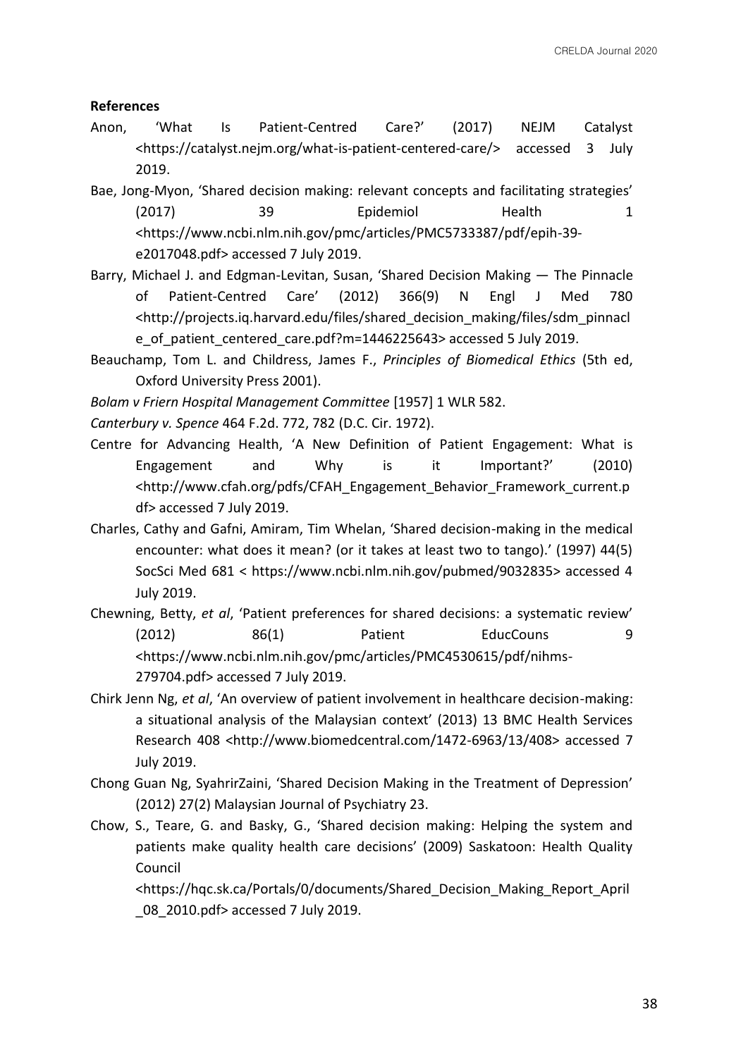**References**

Anon, 'What Is Patient-Centred Care?' (2017) NEJM Catalyst <https://catalyst.nejm.org/what-is-patient-centered-care/> accessed 3 July 2019.

Bae, Jong-Myon, 'Shared decision making: relevant concepts and facilitating strategies' (2017) 39 Epidemiol Health 1 <https://www.ncbi.nlm.nih.gov/pmc/articles/PMC5733387/pdf/epih-39-e2017048.pdf> accessed 7 July 2019.

Barry, Michael J. and Edgman-Levitan, Susan, 'Shared Decision Making — The Pinnacle of Patient-Centred Care' (2012) 366(9) N Engl J Med 780 <http://projects.iq.harvard.edu/files/shared_decision_making/files/sdm_pinnacle_of_patient_centered_care.pdf?m=1446225643> accessed 5 July 2019.

Beauchamp, Tom L. and Childress, James F., *Principles of Biomedical Ethics* (5th ed, Oxford University Press 2001).

*Bolam v Friern Hospital Management Committee* [1957] 1 WLR 582.

*Canterbury v. Spence* 464 F.2d. 772, 782 (D.C. Cir. 1972).

Centre for Advancing Health, 'A New Definition of Patient Engagement: What is Engagement and Why is it Important?' (2010) <http://www.cfah.org/pdfs/CFAH_Engagement_Behavior_Framework_current.pdf> accessed 7 July 2019.

Charles, Cathy and Gafni, Amiram, Tim Whelan, 'Shared decision-making in the medical encounter: what does it mean? (or it takes at least two to tango).' (1997) 44(5) SocSci Med 681 < https://www.ncbi.nlm.nih.gov/pubmed/9032835> accessed 4 July 2019.

Chewning, Betty, *et al*, 'Patient preferences for shared decisions: a systematic review' (2012) 86(1) Patient EducCouns 9 <https://www.ncbi.nlm.nih.gov/pmc/articles/PMC4530615/pdf/nihms-279704.pdf> accessed 7 July 2019.

Chirk Jenn Ng, *et al*, 'An overview of patient involvement in healthcare decision-making: a situational analysis of the Malaysian context' (2013) 13 BMC Health Services Research 408 <http://www.biomedcentral.com/1472-6963/13/408> accessed 7 July 2019.

Chong Guan Ng, SyahrirZaini, 'Shared Decision Making in the Treatment of Depression' (2012) 27(2) Malaysian Journal of Psychiatry 23.

Chow, S., Teare, G. and Basky, G., 'Shared decision making: Helping the system and patients make quality health care decisions' (2009) Saskatoon: Health Quality Council <https://hqc.sk.ca/Portals/0/documents/Shared_Decision_Making_Report_April_08_2010.pdf> accessed 7 July 2019.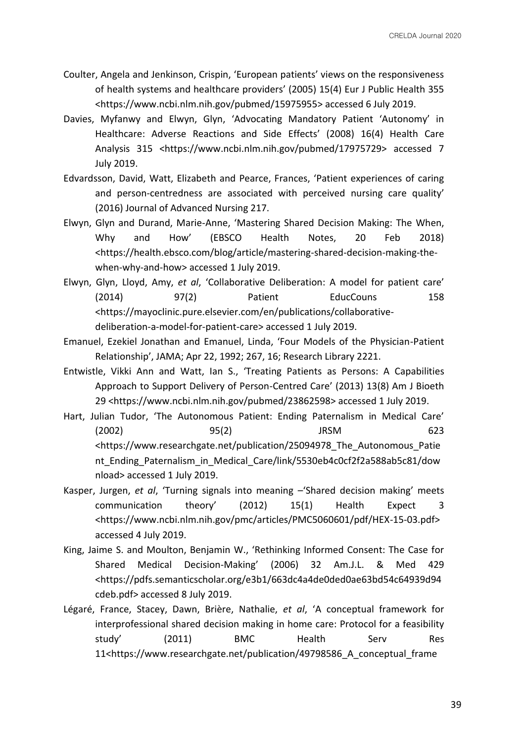Coulter, Angela and Jenkinson, Crispin, 'European patients' views on the responsiveness of health systems and healthcare providers' (2005) 15(4) Eur J Public Health 355 <https://www.ncbi.nlm.nih.gov/pubmed/15975955> accessed 6 July 2019.

Davies, Myfanwy and Elwyn, Glyn, 'Advocating Mandatory Patient 'Autonomy' in Healthcare: Adverse Reactions and Side Effects' (2008) 16(4) Health Care Analysis 315 <https://www.ncbi.nlm.nih.gov/pubmed/17975729> accessed 7 July 2019.

Edvardsson, David, Watt, Elizabeth and Pearce, Frances, 'Patient experiences of caring and person-centredness are associated with perceived nursing care quality' (2016) Journal of Advanced Nursing 217.

Elwyn, Glyn and Durand, Marie-Anne, 'Mastering Shared Decision Making: The When, Why and How' (EBSCO Health Notes, 20 Feb 2018) <https://health.ebsco.com/blog/article/mastering-shared-decision-making-the-when-why-and-how> accessed 1 July 2019.

Elwyn, Glyn, Lloyd, Amy, *et al*, 'Collaborative Deliberation: A model for patient care' (2014) 97(2) Patient EducCouns 158 <https://mayoclinic.pure.elsevier.com/en/publications/collaborative-deliberation-a-model-for-patient-care> accessed 1 July 2019.

Emanuel, Ezekiel Jonathan and Emanuel, Linda, 'Four Models of the Physician-Patient Relationship', JAMA; Apr 22, 1992; 267, 16; Research Library 2221.

Entwistle, Vikki Ann and Watt, Ian S., 'Treating Patients as Persons: A Capabilities Approach to Support Delivery of Person-Centred Care' (2013) 13(8) Am J Bioeth 29 <https://www.ncbi.nlm.nih.gov/pubmed/23862598> accessed 1 July 2019.

Hart, Julian Tudor, 'The Autonomous Patient: Ending Paternalism in Medical Care' (2002) 95(2) JRSM 623 <https://www.researchgate.net/publication/25094978_The_Autonomous_Patient_Ending_Paternalism_in_Medical_Care/link/5530eb4c0cf2f2a588ab5c81/download> accessed 1 July 2019.

Kasper, Jurgen, *et al*, 'Turning signals into meaning –'Shared decision making' meets communication theory' (2012) 15(1) Health Expect 3 <https://www.ncbi.nlm.nih.gov/pmc/articles/PMC5060601/pdf/HEX-15-03.pdf> accessed 4 July 2019.

King, Jaime S. and Moulton, Benjamin W., 'Rethinking Informed Consent: The Case for Shared Medical Decision-Making' (2006) 32 Am.J.L. & Med 429 <https://pdfs.semanticscholar.org/e3b1/663dc4a4de0ded0ae63bd54c64939d94cdeb.pdf> accessed 8 July 2019.

Légaré, France, Stacey, Dawn, Brière, Nathalie, *et al*, 'A conceptual framework for interprofessional shared decision making in home care: Protocol for a feasibility study' (2011) BMC Health Serv Res 11<https://www.researchgate.net/publication/49798586_A_conceptual_frame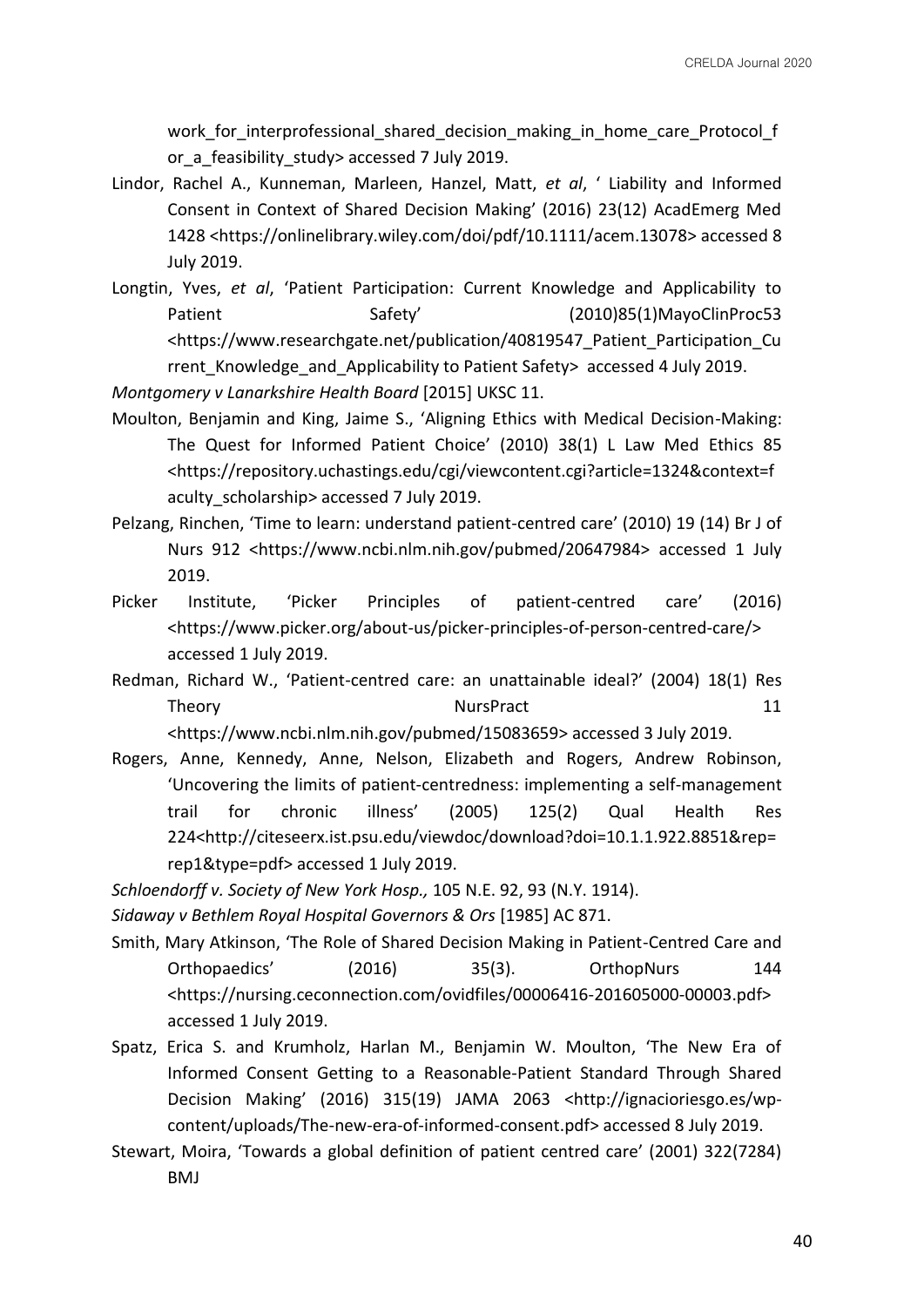work_for_interprofessional_shared_decision_making_in_home_care_Protocol_for_a_feasibility_study> accessed 7 July 2019.

Lindor, Rachel A., Kunneman, Marleen, Hanzel, Matt, *et al*, ' Liability and Informed Consent in Context of Shared Decision Making' (2016) 23(12) AcadEmerg Med 1428 <https://onlinelibrary.wiley.com/doi/pdf/10.1111/acem.13078> accessed 8 July 2019.

Longtin, Yves, *et al*, 'Patient Participation: Current Knowledge and Applicability to Patient Safety' (2010)85(1)MayoClinProc53 <https://www.researchgate.net/publication/40819547_Patient_Participation_Current_Knowledge_and_Applicability to Patient Safety> accessed 4 July 2019.

*Montgomery v Lanarkshire Health Board* [2015] UKSC 11.

Moulton, Benjamin and King, Jaime S., 'Aligning Ethics with Medical Decision-Making: The Quest for Informed Patient Choice' (2010) 38(1) L Law Med Ethics 85 <https://repository.uchastings.edu/cgi/viewcontent.cgi?article=1324&context=faculty_scholarship> accessed 7 July 2019.

Pelzang, Rinchen, 'Time to learn: understand patient-centred care' (2010) 19 (14) Br J of Nurs 912 <https://www.ncbi.nlm.nih.gov/pubmed/20647984> accessed 1 July 2019.

Picker Institute, 'Picker Principles of patient-centred care' (2016) <https://www.picker.org/about-us/picker-principles-of-person-centred-care/> accessed 1 July 2019.

Redman, Richard W., 'Patient-centred care: an unattainable ideal?' (2004) 18(1) Res Theory NursPract 11 <https://www.ncbi.nlm.nih.gov/pubmed/15083659> accessed 3 July 2019.

Rogers, Anne, Kennedy, Anne, Nelson, Elizabeth and Rogers, Andrew Robinson, 'Uncovering the limits of patient-centredness: implementing a self-management trail for chronic illness' (2005) 125(2) Qual Health Res 224<http://citeseerx.ist.psu.edu/viewdoc/download?doi=10.1.1.922.8851&rep=rep1&type=pdf> accessed 1 July 2019.

*Schloendorff v. Society of New York Hosp.,* 105 N.E. 92, 93 (N.Y. 1914).

*Sidaway v Bethlem Royal Hospital Governors & Ors* [1985] AC 871.

Smith, Mary Atkinson, 'The Role of Shared Decision Making in Patient-Centred Care and Orthopaedics' (2016) 35(3). OrthopNurs 144 <https://nursing.ceconnection.com/ovidfiles/00006416-201605000-00003.pdf> accessed 1 July 2019.

Spatz, Erica S. and Krumholz, Harlan M., Benjamin W. Moulton, 'The New Era of Informed Consent Getting to a Reasonable-Patient Standard Through Shared Decision Making' (2016) 315(19) JAMA 2063 <http://ignacioriesgo.es/wp-content/uploads/The-new-era-of-informed-consent.pdf> accessed 8 July 2019.

Stewart, Moira, 'Towards a global definition of patient centred care' (2001) 322(7284) BMJ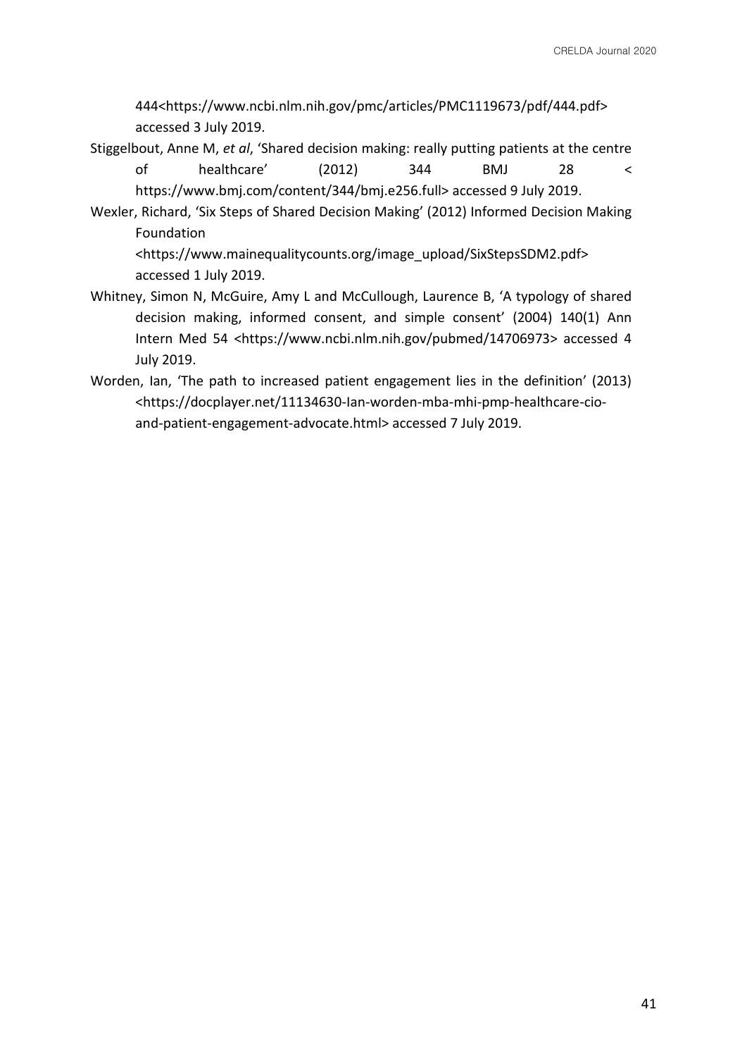444<https://www.ncbi.nlm.nih.gov/pmc/articles/PMC1119673/pdf/444.pdf> accessed 3 July 2019.

Stiggelbout, Anne M, *et al*, 'Shared decision making: really putting patients at the centre of healthcare' (2012) 344 BMJ 28 < https://www.bmj.com/content/344/bmj.e256.full> accessed 9 July 2019.

Wexler, Richard, 'Six Steps of Shared Decision Making' (2012) Informed Decision Making Foundation <https://www.mainequalitycounts.org/image_upload/SixStepsSDM2.pdf> accessed 1 July 2019.

Whitney, Simon N, McGuire, Amy L and McCullough, Laurence B, 'A typology of shared decision making, informed consent, and simple consent' (2004) 140(1) Ann Intern Med 54 <https://www.ncbi.nlm.nih.gov/pubmed/14706973> accessed 4 July 2019.

Worden, Ian, 'The path to increased patient engagement lies in the definition' (2013) <https://docplayer.net/11134630-Ian-worden-mba-mhi-pmp-healthcare-cio-and-patient-engagement-advocate.html> accessed 7 July 2019.